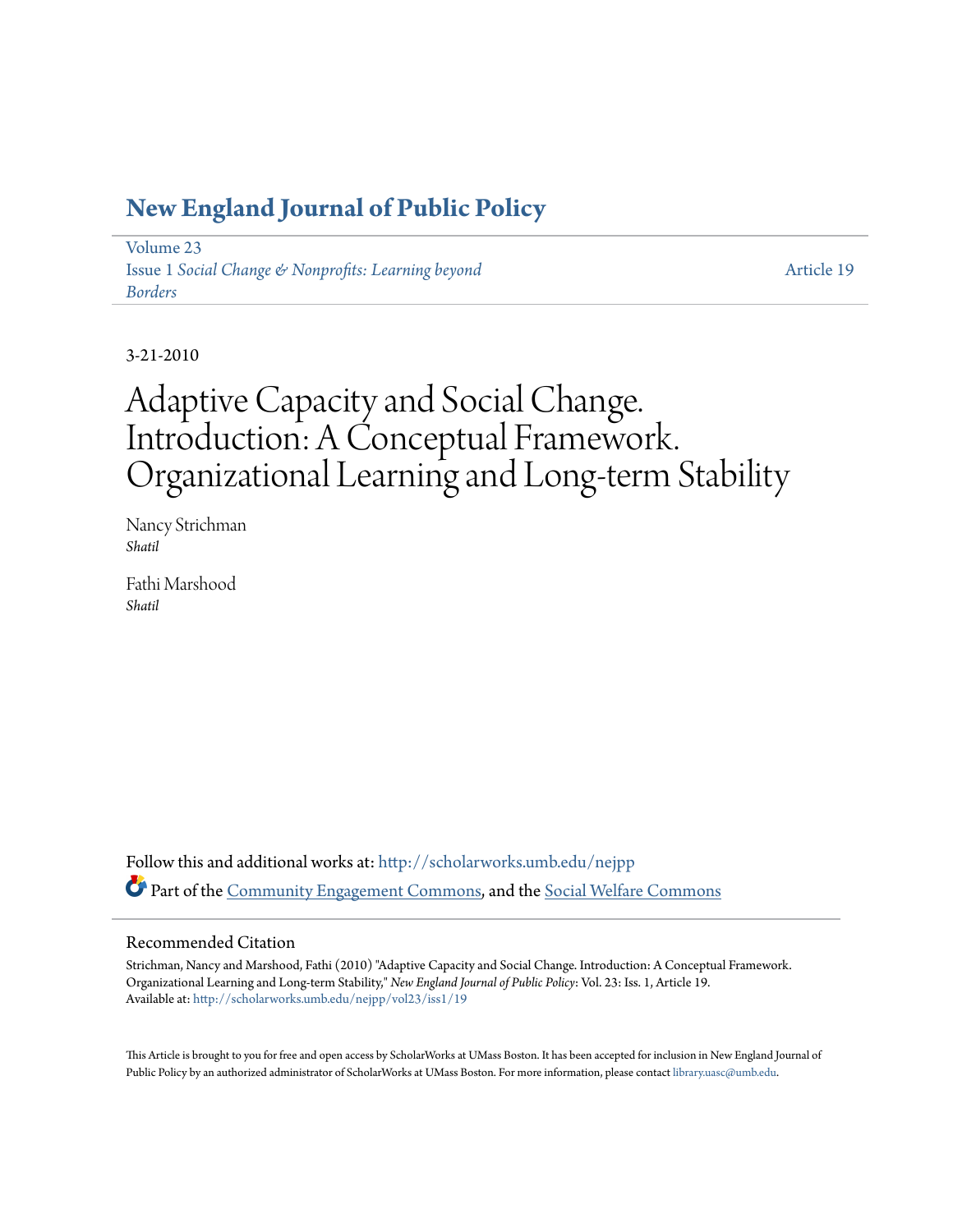# New England Journal of Public Policy

Volume 23
Issue 1 *Social Change & Nonprofits: Learning beyond Borders*

Article 19

3-21-2010

# Adaptive Capacity and Social Change. Introduction: A Conceptual Framework. Organizational Learning and Long-term Stability

Nancy Strichman
*Shatil*

Fathi Marshood
*Shatil*

Follow this and additional works at: http://scholarworks.umb.edu/nejpp

Part of the Community Engagement Commons, and the Social Welfare Commons

## Recommended Citation

Strichman, Nancy and Marshood, Fathi (2010) "Adaptive Capacity and Social Change. Introduction: A Conceptual Framework. Organizational Learning and Long-term Stability," *New England Journal of Public Policy*: Vol. 23: Iss. 1, Article 19.
Available at: http://scholarworks.umb.edu/nejpp/vol23/iss1/19

This Article is brought to you for free and open access by ScholarWorks at UMass Boston. It has been accepted for inclusion in New England Journal of Public Policy by an authorized administrator of ScholarWorks at UMass Boston. For more information, please contact library.uasc@umb.edu.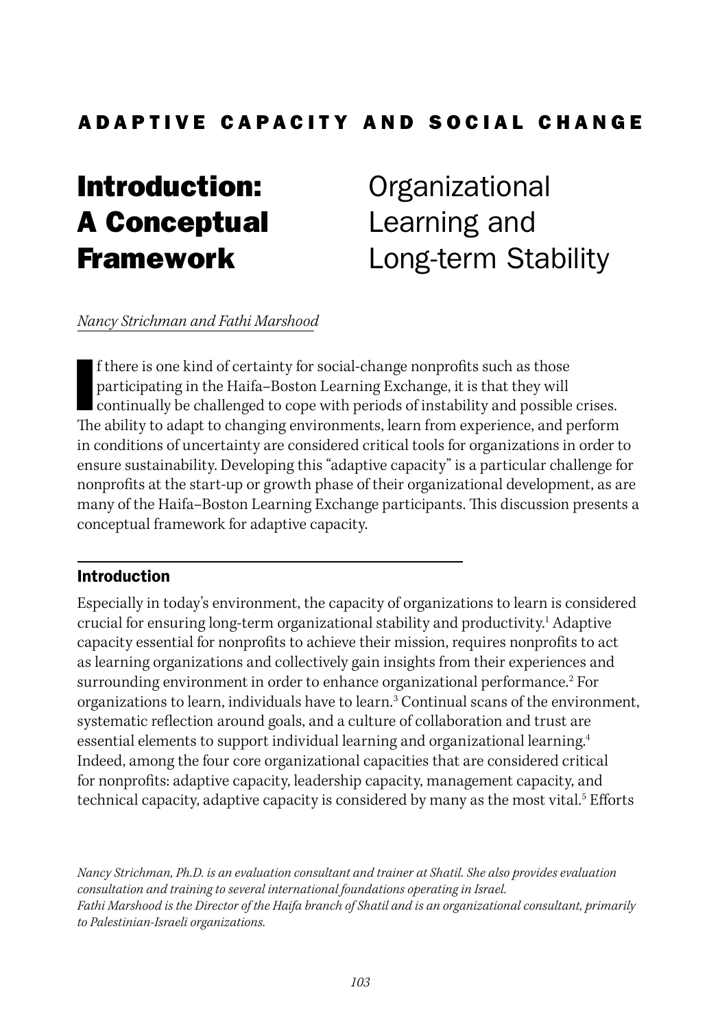ADAPTIVE CAPACITY AND SOCIAL CHANGE

# Introduction: A Conceptual Framework

# Organizational Learning and Long-term Stability

*Nancy Strichman and Fathi Marshood*

If there is one kind of certainty for social-change nonprofits such as those participating in the Haifa–Boston Learning Exchange, it is that they will continually be challenged to cope with periods of instability and possible crises. The ability to adapt to changing environments, learn from experience, and perform in conditions of uncertainty are considered critical tools for organizations in order to ensure sustainability. Developing this "adaptive capacity" is a particular challenge for nonprofits at the start-up or growth phase of their organizational development, as are many of the Haifa–Boston Learning Exchange participants. This discussion presents a conceptual framework for adaptive capacity.

## Introduction

Especially in today's environment, the capacity of organizations to learn is considered crucial for ensuring long-term organizational stability and productivity.[1] Adaptive capacity essential for nonprofits to achieve their mission, requires nonprofits to act as learning organizations and collectively gain insights from their experiences and surrounding environment in order to enhance organizational performance.[2] For organizations to learn, individuals have to learn.[3] Continual scans of the environment, systematic reflection around goals, and a culture of collaboration and trust are essential elements to support individual learning and organizational learning.[4] Indeed, among the four core organizational capacities that are considered critical for nonprofits: adaptive capacity, leadership capacity, management capacity, and technical capacity, adaptive capacity is considered by many as the most vital.[5] Efforts

*Nancy Strichman, Ph.D. is an evaluation consultant and trainer at Shatil. She also provides evaluation consultation and training to several international foundations operating in Israel.*
*Fathi Marshood is the Director of the Haifa branch of Shatil and is an organizational consultant, primarily to Palestinian-Israeli organizations.*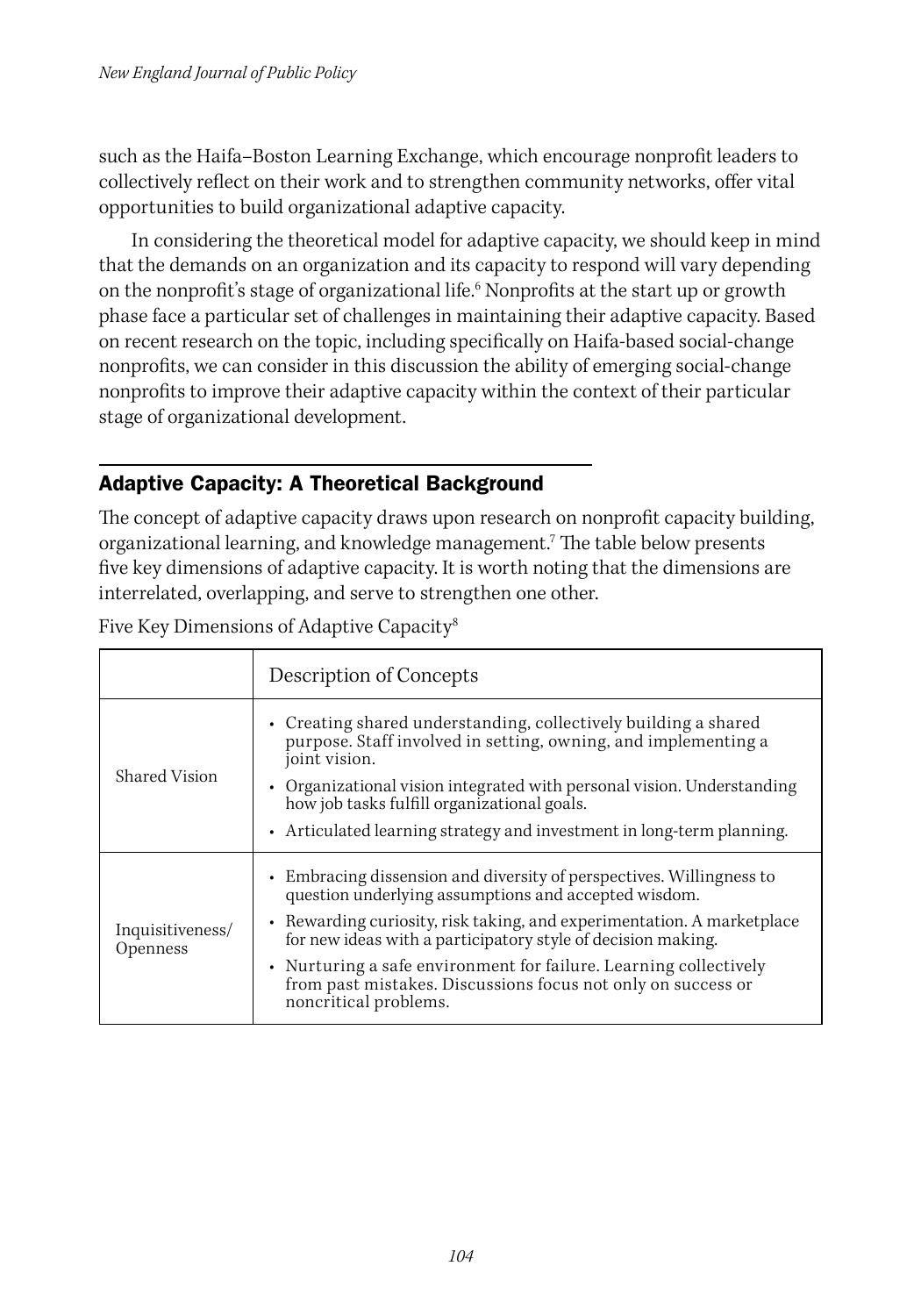such as the Haifa–Boston Learning Exchange, which encourage nonprofit leaders to collectively reflect on their work and to strengthen community networks, offer vital opportunities to build organizational adaptive capacity.

In considering the theoretical model for adaptive capacity, we should keep in mind that the demands on an organization and its capacity to respond will vary depending on the nonprofit's stage of organizational life.[6] Nonprofits at the start up or growth phase face a particular set of challenges in maintaining their adaptive capacity. Based on recent research on the topic, including specifically on Haifa-based social-change nonprofits, we can consider in this discussion the ability of emerging social-change nonprofits to improve their adaptive capacity within the context of their particular stage of organizational development.

## Adaptive Capacity: A Theoretical Background

The concept of adaptive capacity draws upon research on nonprofit capacity building, organizational learning, and knowledge management.[7] The table below presents five key dimensions of adaptive capacity. It is worth noting that the dimensions are interrelated, overlapping, and serve to strengthen one other.

Five Key Dimensions of Adaptive Capacity[8]

| | Description of Concepts |
|---|---|
| Shared Vision | • Creating shared understanding, collectively building a shared purpose. Staff involved in setting, owning, and implementing a joint vision.<br>• Organizational vision integrated with personal vision. Understanding how job tasks fulfill organizational goals.<br>• Articulated learning strategy and investment in long-term planning. |
| Inquisitiveness/ Openness | • Embracing dissension and diversity of perspectives. Willingness to question underlying assumptions and accepted wisdom.<br>• Rewarding curiosity, risk taking, and experimentation. A marketplace for new ideas with a participatory style of decision making.<br>• Nurturing a safe environment for failure. Learning collectively from past mistakes. Discussions focus not only on success or noncritical problems. |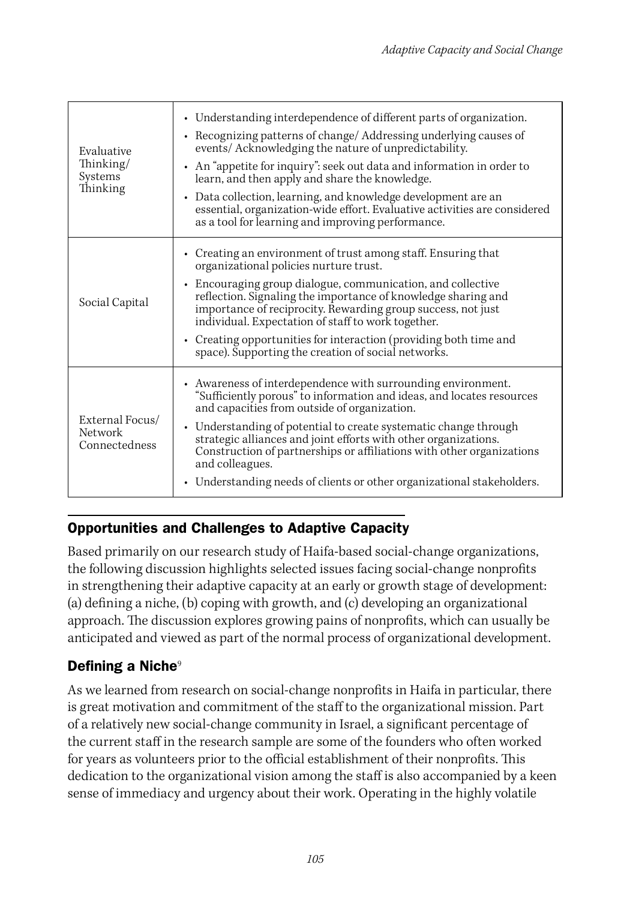| | |
|---|---|
| Evaluative Thinking/ Systems Thinking | • Understanding interdependence of different parts of organization.<br>• Recognizing patterns of change/ Addressing underlying causes of events/ Acknowledging the nature of unpredictability.<br>• An "appetite for inquiry": seek out data and information in order to learn, and then apply and share the knowledge.<br>• Data collection, learning, and knowledge development are an essential, organization-wide effort. Evaluative activities are considered as a tool for learning and improving performance. |
| Social Capital | • Creating an environment of trust among staff. Ensuring that organizational policies nurture trust.<br>• Encouraging group dialogue, communication, and collective reflection. Signaling the importance of knowledge sharing and importance of reciprocity. Rewarding group success, not just individual. Expectation of staff to work together.<br>• Creating opportunities for interaction (providing both time and space). Supporting the creation of social networks. |
| External Focus/ Network Connectedness | • Awareness of interdependence with surrounding environment. "Sufficiently porous" to information and ideas, and locates resources and capacities from outside of organization.<br>• Understanding of potential to create systematic change through strategic alliances and joint efforts with other organizations. Construction of partnerships or affiliations with other organizations and colleagues.<br>• Understanding needs of clients or other organizational stakeholders. |

## Opportunities and Challenges to Adaptive Capacity

Based primarily on our research study of Haifa-based social-change organizations, the following discussion highlights selected issues facing social-change nonprofits in strengthening their adaptive capacity at an early or growth stage of development: (a) defining a niche, (b) coping with growth, and (c) developing an organizational approach. The discussion explores growing pains of nonprofits, which can usually be anticipated and viewed as part of the normal process of organizational development.

### Defining a Niche[9]

As we learned from research on social-change nonprofits in Haifa in particular, there is great motivation and commitment of the staff to the organizational mission. Part of a relatively new social-change community in Israel, a significant percentage of the current staff in the research sample are some of the founders who often worked for years as volunteers prior to the official establishment of their nonprofits. This dedication to the organizational vision among the staff is also accompanied by a keen sense of immediacy and urgency about their work. Operating in the highly volatile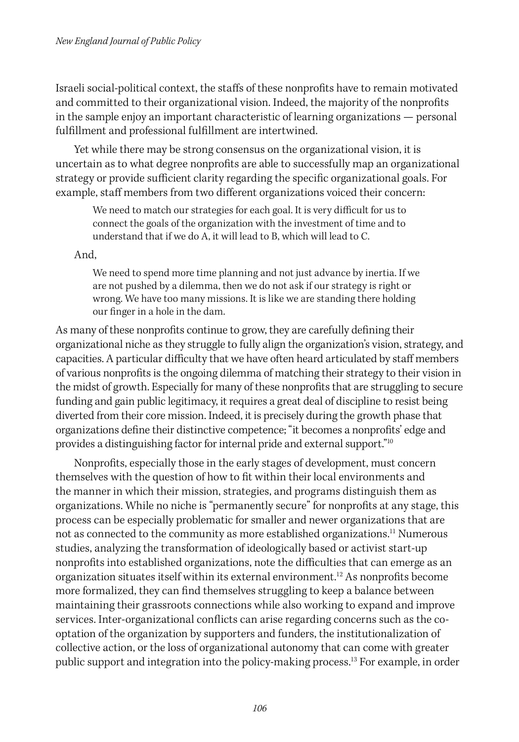Israeli social-political context, the staffs of these nonprofits have to remain motivated and committed to their organizational vision. Indeed, the majority of the nonprofits in the sample enjoy an important characteristic of learning organizations — personal fulfillment and professional fulfillment are intertwined.

Yet while there may be strong consensus on the organizational vision, it is uncertain as to what degree nonprofits are able to successfully map an organizational strategy or provide sufficient clarity regarding the specific organizational goals. For example, staff members from two different organizations voiced their concern:

> We need to match our strategies for each goal. It is very difficult for us to connect the goals of the organization with the investment of time and to understand that if we do A, it will lead to B, which will lead to C.

And,

> We need to spend more time planning and not just advance by inertia. If we are not pushed by a dilemma, then we do not ask if our strategy is right or wrong. We have too many missions. It is like we are standing there holding our finger in a hole in the dam.

As many of these nonprofits continue to grow, they are carefully defining their organizational niche as they struggle to fully align the organization's vision, strategy, and capacities. A particular difficulty that we have often heard articulated by staff members of various nonprofits is the ongoing dilemma of matching their strategy to their vision in the midst of growth. Especially for many of these nonprofits that are struggling to secure funding and gain public legitimacy, it requires a great deal of discipline to resist being diverted from their core mission. Indeed, it is precisely during the growth phase that organizations define their distinctive competence; "it becomes a nonprofits' edge and provides a distinguishing factor for internal pride and external support."[10]

Nonprofits, especially those in the early stages of development, must concern themselves with the question of how to fit within their local environments and the manner in which their mission, strategies, and programs distinguish them as organizations. While no niche is "permanently secure" for nonprofits at any stage, this process can be especially problematic for smaller and newer organizations that are not as connected to the community as more established organizations.[11] Numerous studies, analyzing the transformation of ideologically based or activist start-up nonprofits into established organizations, note the difficulties that can emerge as an organization situates itself within its external environment.[12] As nonprofits become more formalized, they can find themselves struggling to keep a balance between maintaining their grassroots connections while also working to expand and improve services. Inter-organizational conflicts can arise regarding concerns such as the co-optation of the organization by supporters and funders, the institutionalization of collective action, or the loss of organizational autonomy that can come with greater public support and integration into the policy-making process.[13] For example, in order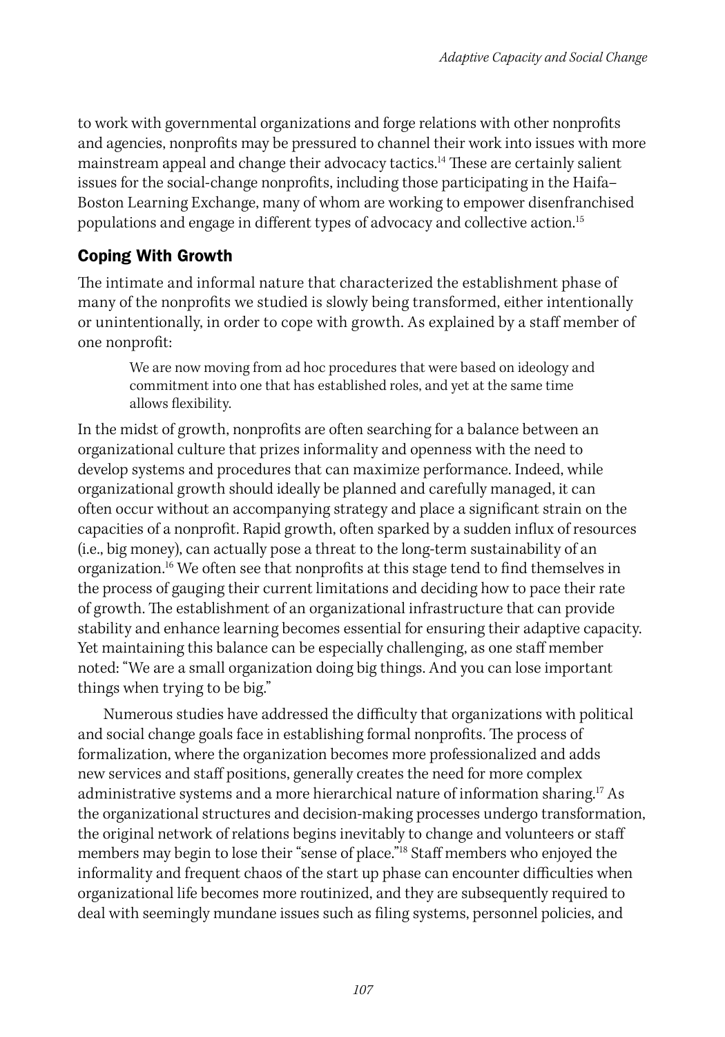to work with governmental organizations and forge relations with other nonprofits and agencies, nonprofits may be pressured to channel their work into issues with more mainstream appeal and change their advocacy tactics.[14] These are certainly salient issues for the social-change nonprofits, including those participating in the Haifa–Boston Learning Exchange, many of whom are working to empower disenfranchised populations and engage in different types of advocacy and collective action.[15]

## Coping With Growth

The intimate and informal nature that characterized the establishment phase of many of the nonprofits we studied is slowly being transformed, either intentionally or unintentionally, in order to cope with growth. As explained by a staff member of one nonprofit:

> We are now moving from ad hoc procedures that were based on ideology and commitment into one that has established roles, and yet at the same time allows flexibility.

In the midst of growth, nonprofits are often searching for a balance between an organizational culture that prizes informality and openness with the need to develop systems and procedures that can maximize performance. Indeed, while organizational growth should ideally be planned and carefully managed, it can often occur without an accompanying strategy and place a significant strain on the capacities of a nonprofit. Rapid growth, often sparked by a sudden influx of resources (i.e., big money), can actually pose a threat to the long-term sustainability of an organization.[16] We often see that nonprofits at this stage tend to find themselves in the process of gauging their current limitations and deciding how to pace their rate of growth. The establishment of an organizational infrastructure that can provide stability and enhance learning becomes essential for ensuring their adaptive capacity. Yet maintaining this balance can be especially challenging, as one staff member noted: "We are a small organization doing big things. And you can lose important things when trying to be big."

Numerous studies have addressed the difficulty that organizations with political and social change goals face in establishing formal nonprofits. The process of formalization, where the organization becomes more professionalized and adds new services and staff positions, generally creates the need for more complex administrative systems and a more hierarchical nature of information sharing.[17] As the organizational structures and decision-making processes undergo transformation, the original network of relations begins inevitably to change and volunteers or staff members may begin to lose their "sense of place."[18] Staff members who enjoyed the informality and frequent chaos of the start up phase can encounter difficulties when organizational life becomes more routinized, and they are subsequently required to deal with seemingly mundane issues such as filing systems, personnel policies, and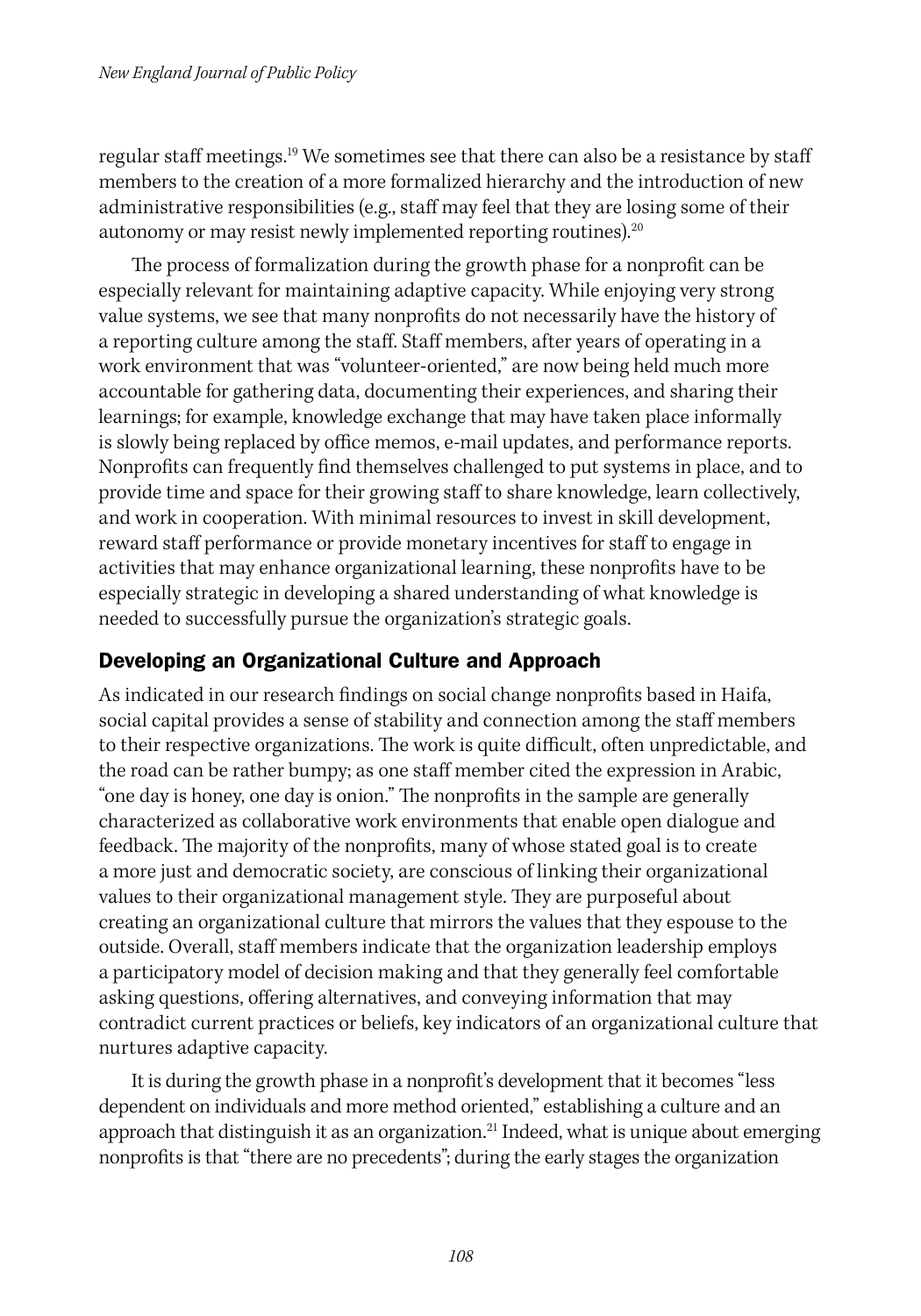regular staff meetings.[19] We sometimes see that there can also be a resistance by staff members to the creation of a more formalized hierarchy and the introduction of new administrative responsibilities (e.g., staff may feel that they are losing some of their autonomy or may resist newly implemented reporting routines).[20]

The process of formalization during the growth phase for a nonprofit can be especially relevant for maintaining adaptive capacity. While enjoying very strong value systems, we see that many nonprofits do not necessarily have the history of a reporting culture among the staff. Staff members, after years of operating in a work environment that was "volunteer-oriented," are now being held much more accountable for gathering data, documenting their experiences, and sharing their learnings; for example, knowledge exchange that may have taken place informally is slowly being replaced by office memos, e-mail updates, and performance reports. Nonprofits can frequently find themselves challenged to put systems in place, and to provide time and space for their growing staff to share knowledge, learn collectively, and work in cooperation. With minimal resources to invest in skill development, reward staff performance or provide monetary incentives for staff to engage in activities that may enhance organizational learning, these nonprofits have to be especially strategic in developing a shared understanding of what knowledge is needed to successfully pursue the organization's strategic goals.

## Developing an Organizational Culture and Approach

As indicated in our research findings on social change nonprofits based in Haifa, social capital provides a sense of stability and connection among the staff members to their respective organizations. The work is quite difficult, often unpredictable, and the road can be rather bumpy; as one staff member cited the expression in Arabic, "one day is honey, one day is onion." The nonprofits in the sample are generally characterized as collaborative work environments that enable open dialogue and feedback. The majority of the nonprofits, many of whose stated goal is to create a more just and democratic society, are conscious of linking their organizational values to their organizational management style. They are purposeful about creating an organizational culture that mirrors the values that they espouse to the outside. Overall, staff members indicate that the organization leadership employs a participatory model of decision making and that they generally feel comfortable asking questions, offering alternatives, and conveying information that may contradict current practices or beliefs, key indicators of an organizational culture that nurtures adaptive capacity.

It is during the growth phase in a nonprofit's development that it becomes "less dependent on individuals and more method oriented," establishing a culture and an approach that distinguish it as an organization.[21] Indeed, what is unique about emerging nonprofits is that "there are no precedents"; during the early stages the organization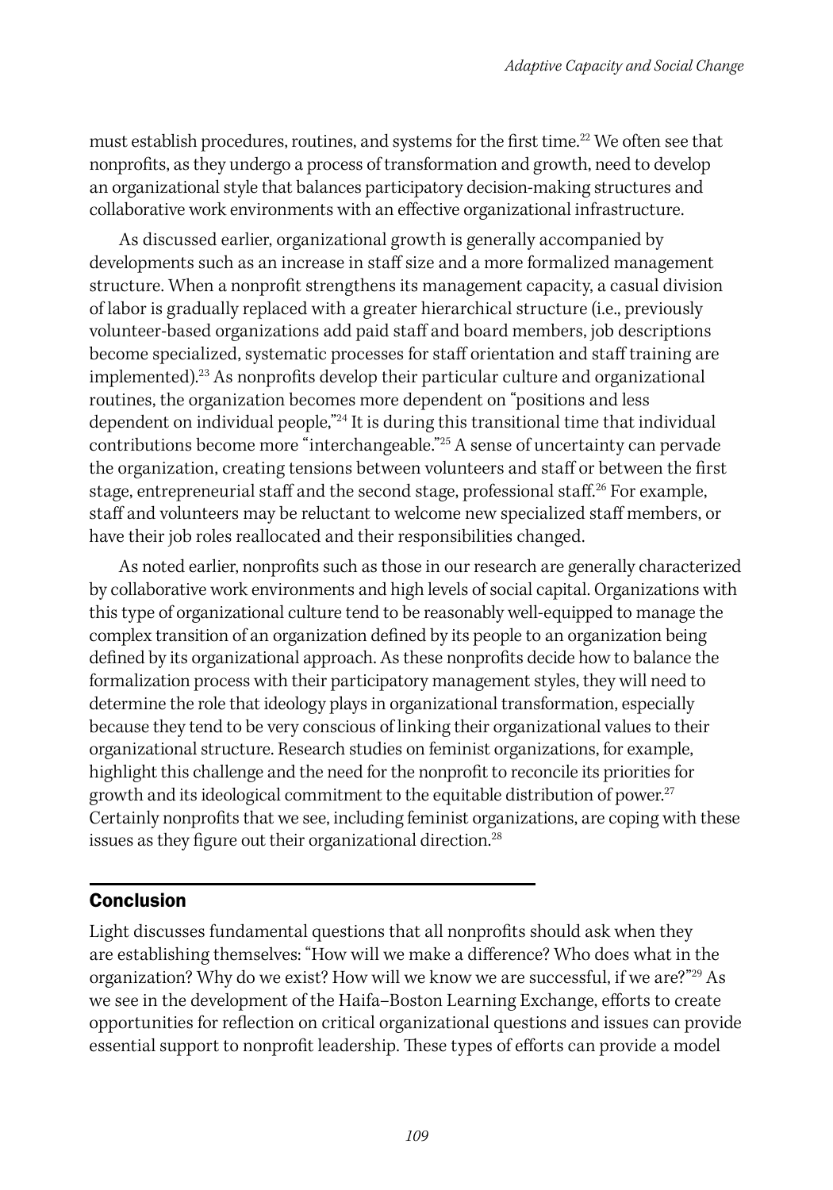must establish procedures, routines, and systems for the first time.[22] We often see that nonprofits, as they undergo a process of transformation and growth, need to develop an organizational style that balances participatory decision-making structures and collaborative work environments with an effective organizational infrastructure.

As discussed earlier, organizational growth is generally accompanied by developments such as an increase in staff size and a more formalized management structure. When a nonprofit strengthens its management capacity, a casual division of labor is gradually replaced with a greater hierarchical structure (i.e., previously volunteer-based organizations add paid staff and board members, job descriptions become specialized, systematic processes for staff orientation and staff training are implemented).[23] As nonprofits develop their particular culture and organizational routines, the organization becomes more dependent on "positions and less dependent on individual people,"[24] It is during this transitional time that individual contributions become more "interchangeable."[25] A sense of uncertainty can pervade the organization, creating tensions between volunteers and staff or between the first stage, entrepreneurial staff and the second stage, professional staff.[26] For example, staff and volunteers may be reluctant to welcome new specialized staff members, or have their job roles reallocated and their responsibilities changed.

As noted earlier, nonprofits such as those in our research are generally characterized by collaborative work environments and high levels of social capital. Organizations with this type of organizational culture tend to be reasonably well-equipped to manage the complex transition of an organization defined by its people to an organization being defined by its organizational approach. As these nonprofits decide how to balance the formalization process with their participatory management styles, they will need to determine the role that ideology plays in organizational transformation, especially because they tend to be very conscious of linking their organizational values to their organizational structure. Research studies on feminist organizations, for example, highlight this challenge and the need for the nonprofit to reconcile its priorities for growth and its ideological commitment to the equitable distribution of power.[27] Certainly nonprofits that we see, including feminist organizations, are coping with these issues as they figure out their organizational direction.[28]

## Conclusion

Light discusses fundamental questions that all nonprofits should ask when they are establishing themselves: "How will we make a difference? Who does what in the organization? Why do we exist? How will we know we are successful, if we are?"[29] As we see in the development of the Haifa–Boston Learning Exchange, efforts to create opportunities for reflection on critical organizational questions and issues can provide essential support to nonprofit leadership. These types of efforts can provide a model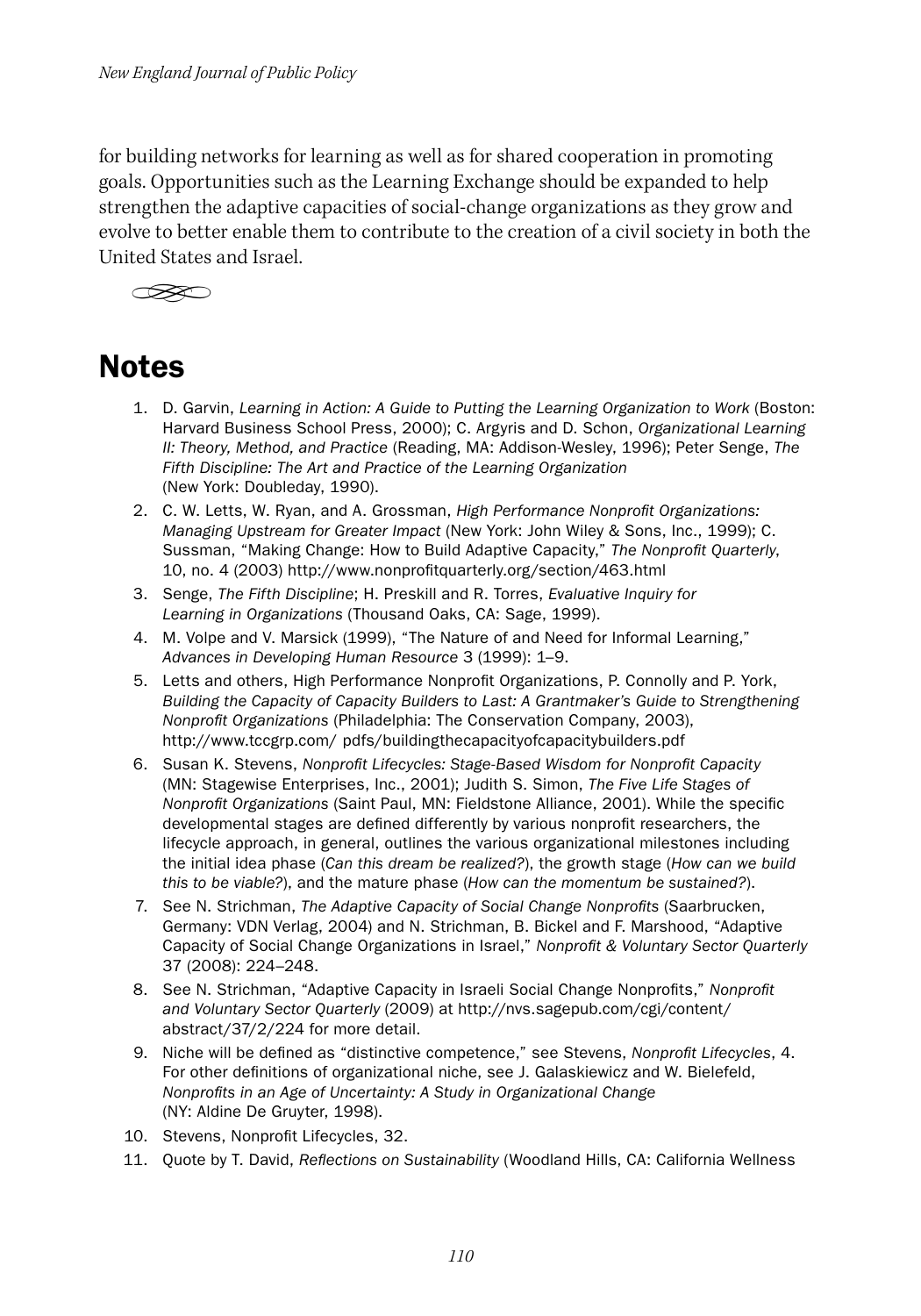for building networks for learning as well as for shared cooperation in promoting goals. Opportunities such as the Learning Exchange should be expanded to help strengthen the adaptive capacities of social-change organizations as they grow and evolve to better enable them to contribute to the creation of a civil society in both the United States and Israel.

## Notes

1. D. Garvin, *Learning in Action: A Guide to Putting the Learning Organization to Work* (Boston: Harvard Business School Press, 2000); C. Argyris and D. Schon, *Organizational Learning II: Theory, Method, and Practice* (Reading, MA: Addison-Wesley, 1996); Peter Senge, *The Fifth Discipline: The Art and Practice of the Learning Organization* (New York: Doubleday, 1990).
2. C. W. Letts, W. Ryan, and A. Grossman, *High Performance Nonprofit Organizations: Managing Upstream for Greater Impact* (New York: John Wiley & Sons, Inc., 1999); C. Sussman, "Making Change: How to Build Adaptive Capacity," *The Nonprofit Quarterly*, 10, no. 4 (2003) http://www.nonprofitquarterly.org/section/463.html
3. Senge, *The Fifth Discipline*; H. Preskill and R. Torres, *Evaluative Inquiry for Learning in Organizations* (Thousand Oaks, CA: Sage, 1999).
4. M. Volpe and V. Marsick (1999), "The Nature of and Need for Informal Learning," *Advances in Developing Human Resource* 3 (1999): 1–9.
5. Letts and others, High Performance Nonprofit Organizations, P. Connolly and P. York, *Building the Capacity of Capacity Builders to Last: A Grantmaker's Guide to Strengthening Nonprofit Organizations* (Philadelphia: The Conservation Company, 2003), http://www.tccgrp.com/ pdfs/buildingthecapacityofcapacitybuilders.pdf
6. Susan K. Stevens, *Nonprofit Lifecycles: Stage-Based Wisdom for Nonprofit Capacity* (MN: Stagewise Enterprises, Inc., 2001); Judith S. Simon, *The Five Life Stages of Nonprofit Organizations* (Saint Paul, MN: Fieldstone Alliance, 2001). While the specific developmental stages are defined differently by various nonprofit researchers, the lifecycle approach, in general, outlines the various organizational milestones including the initial idea phase (*Can this dream be realized?*), the growth stage (*How can we build this to be viable?*), and the mature phase (*How can the momentum be sustained?*).
7. See N. Strichman, *The Adaptive Capacity of Social Change Nonprofits* (Saarbrucken, Germany: VDN Verlag, 2004) and N. Strichman, B. Bickel and F. Marshood, "Adaptive Capacity of Social Change Organizations in Israel," *Nonprofit & Voluntary Sector Quarterly* 37 (2008): 224–248.
8. See N. Strichman, "Adaptive Capacity in Israeli Social Change Nonprofits," *Nonprofit and Voluntary Sector Quarterly* (2009) at http://nvs.sagepub.com/cgi/content/abstract/37/2/224 for more detail.
9. Niche will be defined as "distinctive competence," see Stevens, *Nonprofit Lifecycles*, 4. For other definitions of organizational niche, see J. Galaskiewicz and W. Bielefeld, *Nonprofits in an Age of Uncertainty: A Study in Organizational Change* (NY: Aldine De Gruyter, 1998).
10. Stevens, Nonprofit Lifecycles, 32.
11. Quote by T. David, *Reflections on Sustainability* (Woodland Hills, CA: California Wellness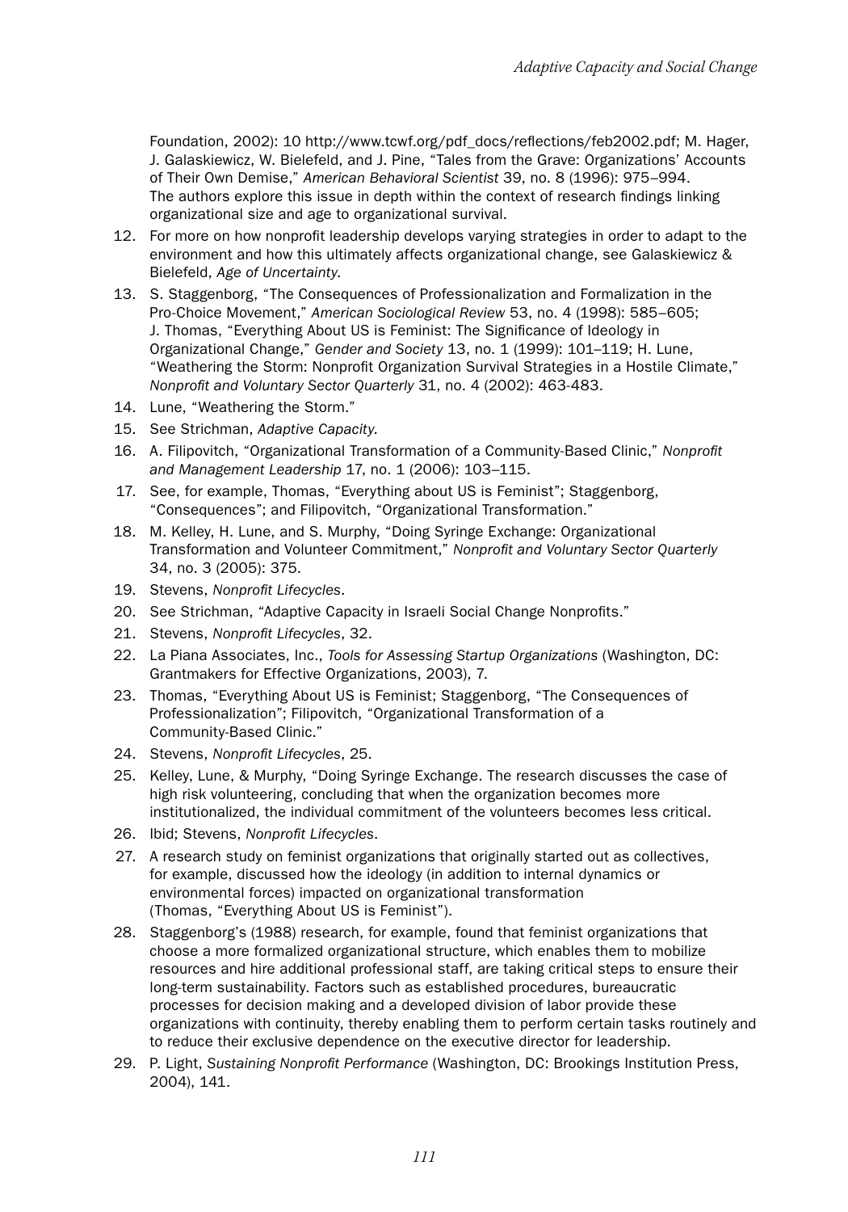Foundation, 2002): 10 http://www.tcwf.org/pdf_docs/reflections/feb2002.pdf; M. Hager, J. Galaskiewicz, W. Bielefeld, and J. Pine, "Tales from the Grave: Organizations' Accounts of Their Own Demise," *American Behavioral Scientist* 39, no. 8 (1996): 975–994. The authors explore this issue in depth within the context of research findings linking organizational size and age to organizational survival.

12. For more on how nonprofit leadership develops varying strategies in order to adapt to the environment and how this ultimately affects organizational change, see Galaskiewicz & Bielefeld, *Age of Uncertainty*.
13. S. Staggenborg, "The Consequences of Professionalization and Formalization in the Pro-Choice Movement," *American Sociological Review* 53, no. 4 (1998): 585–605; J. Thomas, "Everything About US is Feminist: The Significance of Ideology in Organizational Change," *Gender and Society* 13, no. 1 (1999): 101–119; H. Lune, "Weathering the Storm: Nonprofit Organization Survival Strategies in a Hostile Climate," *Nonprofit and Voluntary Sector Quarterly* 31, no. 4 (2002): 463-483.
14. Lune, "Weathering the Storm."
15. See Strichman, *Adaptive Capacity*.
16. A. Filipovitch, "Organizational Transformation of a Community-Based Clinic," *Nonprofit and Management Leadership* 17, no. 1 (2006): 103–115.
17. See, for example, Thomas, "Everything about US is Feminist"; Staggenborg, "Consequences"; and Filipovitch, "Organizational Transformation."
18. M. Kelley, H. Lune, and S. Murphy, "Doing Syringe Exchange: Organizational Transformation and Volunteer Commitment," *Nonprofit and Voluntary Sector Quarterly* 34, no. 3 (2005): 375.
19. Stevens, *Nonprofit Lifecycles*.
20. See Strichman, "Adaptive Capacity in Israeli Social Change Nonprofits."
21. Stevens, *Nonprofit Lifecycles*, 32.
22. La Piana Associates, Inc., *Tools for Assessing Startup Organizations* (Washington, DC: Grantmakers for Effective Organizations, 2003), 7.
23. Thomas, "Everything About US is Feminist; Staggenborg, "The Consequences of Professionalization"; Filipovitch, "Organizational Transformation of a Community-Based Clinic."
24. Stevens, *Nonprofit Lifecycles*, 25.
25. Kelley, Lune, & Murphy, "Doing Syringe Exchange. The research discusses the case of high risk volunteering, concluding that when the organization becomes more institutionalized, the individual commitment of the volunteers becomes less critical.
26. Ibid; Stevens, *Nonprofit Lifecycles*.
27. A research study on feminist organizations that originally started out as collectives, for example, discussed how the ideology (in addition to internal dynamics or environmental forces) impacted on organizational transformation (Thomas, "Everything About US is Feminist").
28. Staggenborg's (1988) research, for example, found that feminist organizations that choose a more formalized organizational structure, which enables them to mobilize resources and hire additional professional staff, are taking critical steps to ensure their long-term sustainability. Factors such as established procedures, bureaucratic processes for decision making and a developed division of labor provide these organizations with continuity, thereby enabling them to perform certain tasks routinely and to reduce their exclusive dependence on the executive director for leadership.
29. P. Light, *Sustaining Nonprofit Performance* (Washington, DC: Brookings Institution Press, 2004), 141.